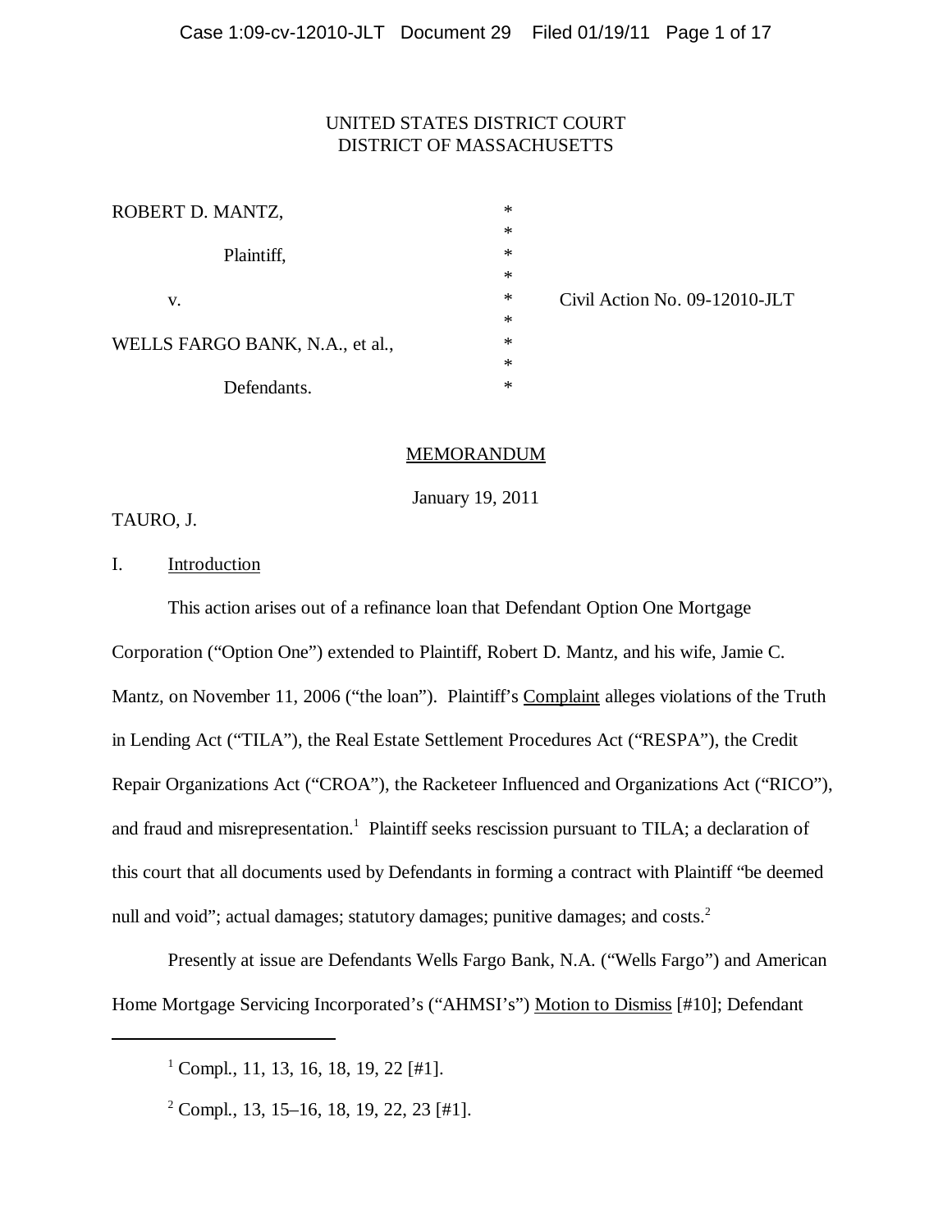UNITED STATES DISTRICT COURT
DISTRICT OF MASSACHUSETTS

| | | |
|---|---|---|
| ROBERT D. MANTZ, | * | |
| | * | |
| Plaintiff, | * | |
| | * | |
| v. | * | Civil Action No. 09-12010-JLT |
| | * | |
| WELLS FARGO BANK, N.A., et al., | * | |
| | * | |
| Defendants. | * | |

## MEMORANDUM

January 19, 2011

TAURO, J.

### I. Introduction

This action arises out of a refinance loan that Defendant Option One Mortgage Corporation ("Option One") extended to Plaintiff, Robert D. Mantz, and his wife, Jamie C. Mantz, on November 11, 2006 ("the loan"). Plaintiff's Complaint alleges violations of the Truth in Lending Act ("TILA"), the Real Estate Settlement Procedures Act ("RESPA"), the Credit Repair Organizations Act ("CROA"), the Racketeer Influenced and Organizations Act ("RICO"), and fraud and misrepresentation.[1] Plaintiff seeks rescission pursuant to TILA; a declaration of this court that all documents used by Defendants in forming a contract with Plaintiff "be deemed null and void"; actual damages; statutory damages; punitive damages; and costs.[2]

Presently at issue are Defendants Wells Fargo Bank, N.A. ("Wells Fargo") and American Home Mortgage Servicing Incorporated's ("AHMSI's") Motion to Dismiss [#10]; Defendant

---

[1] Compl., 11, 13, 16, 18, 19, 22 [#1].

[2] Compl., 13, 15–16, 18, 19, 22, 23 [#1].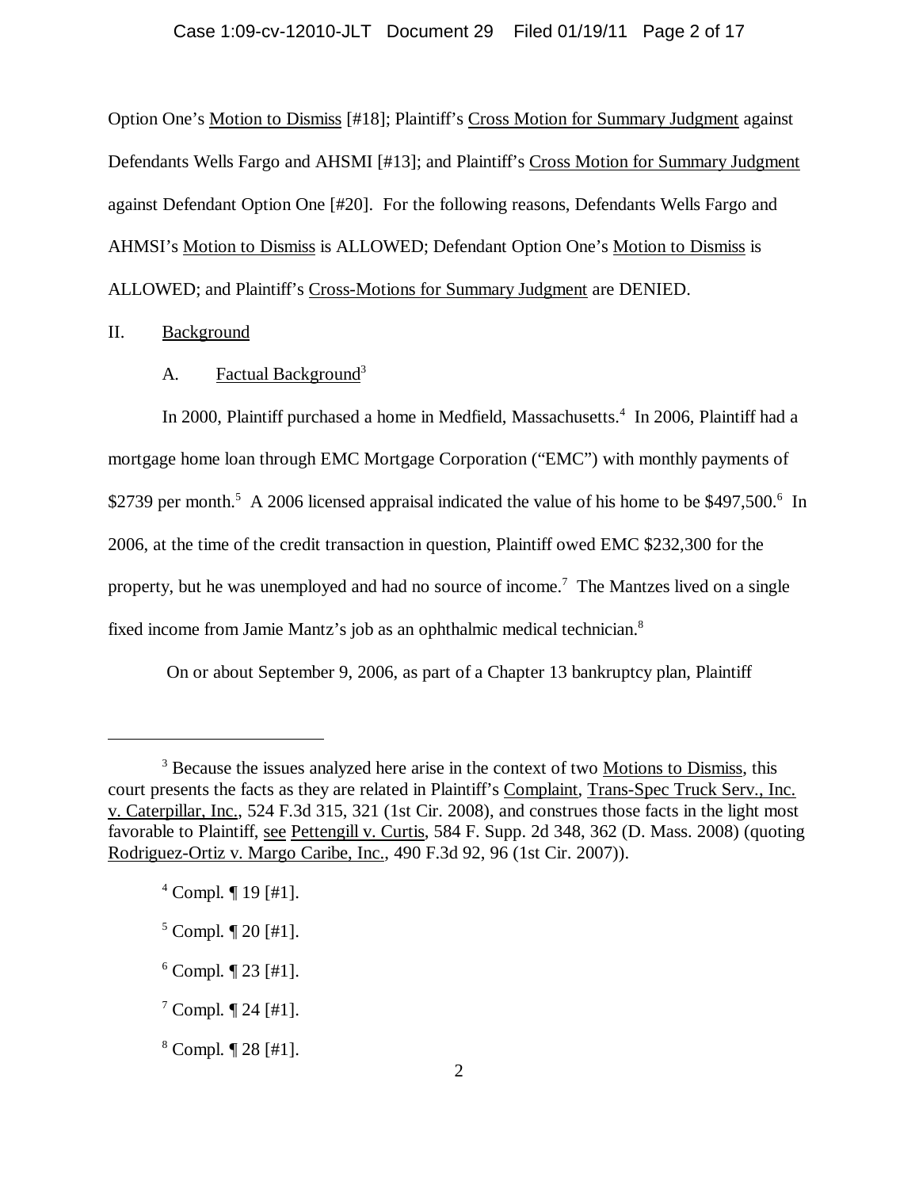Option One's Motion to Dismiss [#18]; Plaintiff's Cross Motion for Summary Judgment against Defendants Wells Fargo and AHSMI [#13]; and Plaintiff's Cross Motion for Summary Judgment against Defendant Option One [#20]. For the following reasons, Defendants Wells Fargo and AHMSI's Motion to Dismiss is ALLOWED; Defendant Option One's Motion to Dismiss is ALLOWED; and Plaintiff's Cross-Motions for Summary Judgment are DENIED.

## II. Background

### A. Factual Background[3]

In 2000, Plaintiff purchased a home in Medfield, Massachusetts.[4] In 2006, Plaintiff had a mortgage home loan through EMC Mortgage Corporation ("EMC") with monthly payments of $2739 per month.[5] A 2006 licensed appraisal indicated the value of his home to be $497,500.[6] In 2006, at the time of the credit transaction in question, Plaintiff owed EMC $232,300 for the property, but he was unemployed and had no source of income.[7] The Mantzes lived on a single fixed income from Jamie Mantz's job as an ophthalmic medical technician.[8]

On or about September 9, 2006, as part of a Chapter 13 bankruptcy plan, Plaintiff

---

[3] Because the issues analyzed here arise in the context of two Motions to Dismiss, this court presents the facts as they are related in Plaintiff's Complaint, Trans-Spec Truck Serv., Inc. v. Caterpillar, Inc., 524 F.3d 315, 321 (1st Cir. 2008), and construes those facts in the light most favorable to Plaintiff, see Pettengill v. Curtis, 584 F. Supp. 2d 348, 362 (D. Mass. 2008) (quoting Rodriguez-Ortiz v. Margo Caribe, Inc., 490 F.3d 92, 96 (1st Cir. 2007)).

[4] Compl. ¶ 19 [#1].

[5] Compl. ¶ 20 [#1].

[6] Compl. ¶ 23 [#1].

[7] Compl. ¶ 24 [#1].

[8] Compl. ¶ 28 [#1].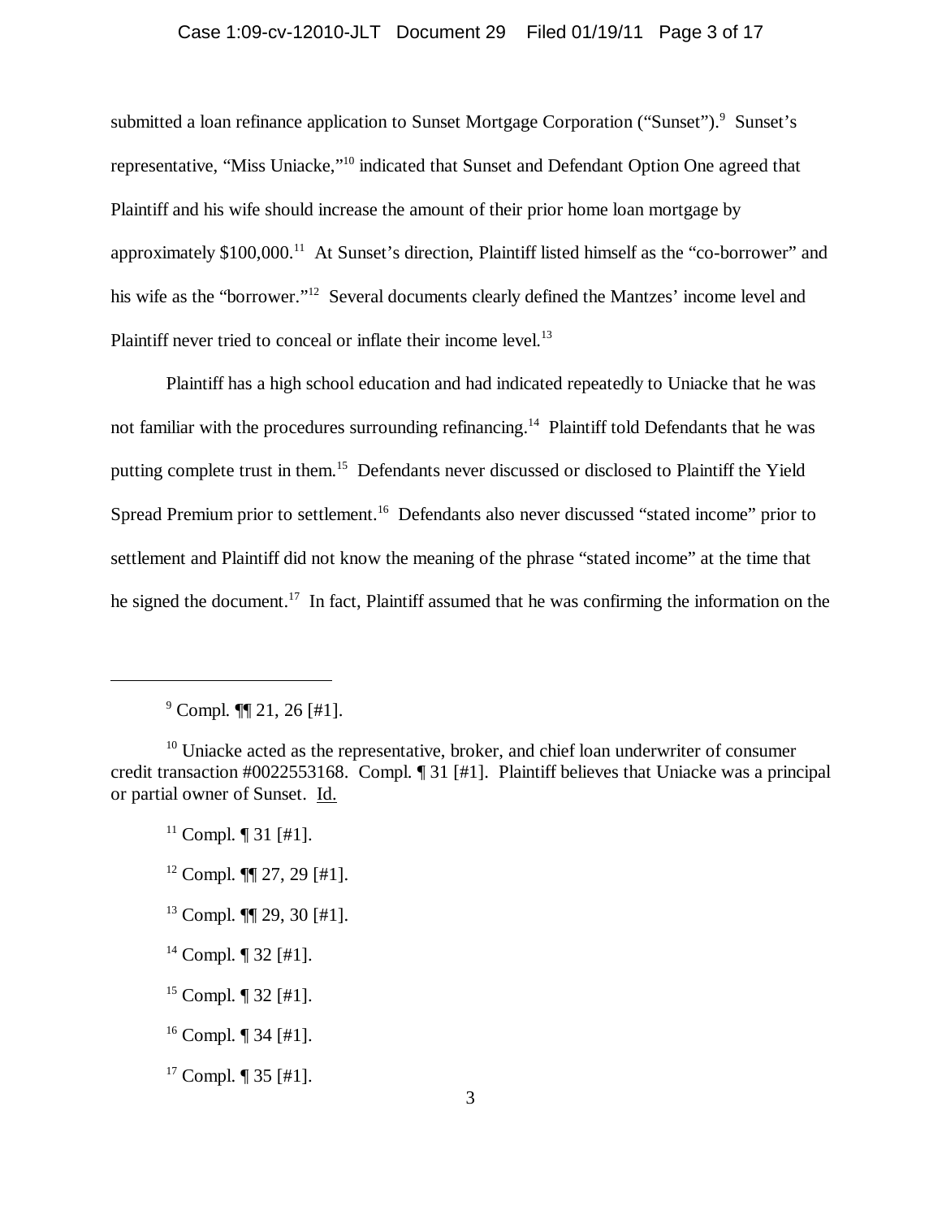submitted a loan refinance application to Sunset Mortgage Corporation ("Sunset").[9] Sunset's representative, "Miss Uniacke,"[10] indicated that Sunset and Defendant Option One agreed that Plaintiff and his wife should increase the amount of their prior home loan mortgage by approximately $100,000.[11] At Sunset's direction, Plaintiff listed himself as the "co-borrower" and his wife as the "borrower."[12] Several documents clearly defined the Mantzes' income level and Plaintiff never tried to conceal or inflate their income level.[13]

Plaintiff has a high school education and had indicated repeatedly to Uniacke that he was not familiar with the procedures surrounding refinancing.[14] Plaintiff told Defendants that he was putting complete trust in them.[15] Defendants never discussed or disclosed to Plaintiff the Yield Spread Premium prior to settlement.[16] Defendants also never discussed "stated income" prior to settlement and Plaintiff did not know the meaning of the phrase "stated income" at the time that he signed the document.[17] In fact, Plaintiff assumed that he was confirming the information on the

---

[9] Compl. ¶¶ 21, 26 [#1].

[10] Uniacke acted as the representative, broker, and chief loan underwriter of consumer credit transaction #0022553168. Compl. ¶ 31 [#1]. Plaintiff believes that Uniacke was a principal or partial owner of Sunset. Id.

[11] Compl. ¶ 31 [#1].

[12] Compl. ¶¶ 27, 29 [#1].

[13] Compl. ¶¶ 29, 30 [#1].

[14] Compl. ¶ 32 [#1].

[15] Compl. ¶ 32 [#1].

[16] Compl. ¶ 34 [#1].

[17] Compl. ¶ 35 [#1].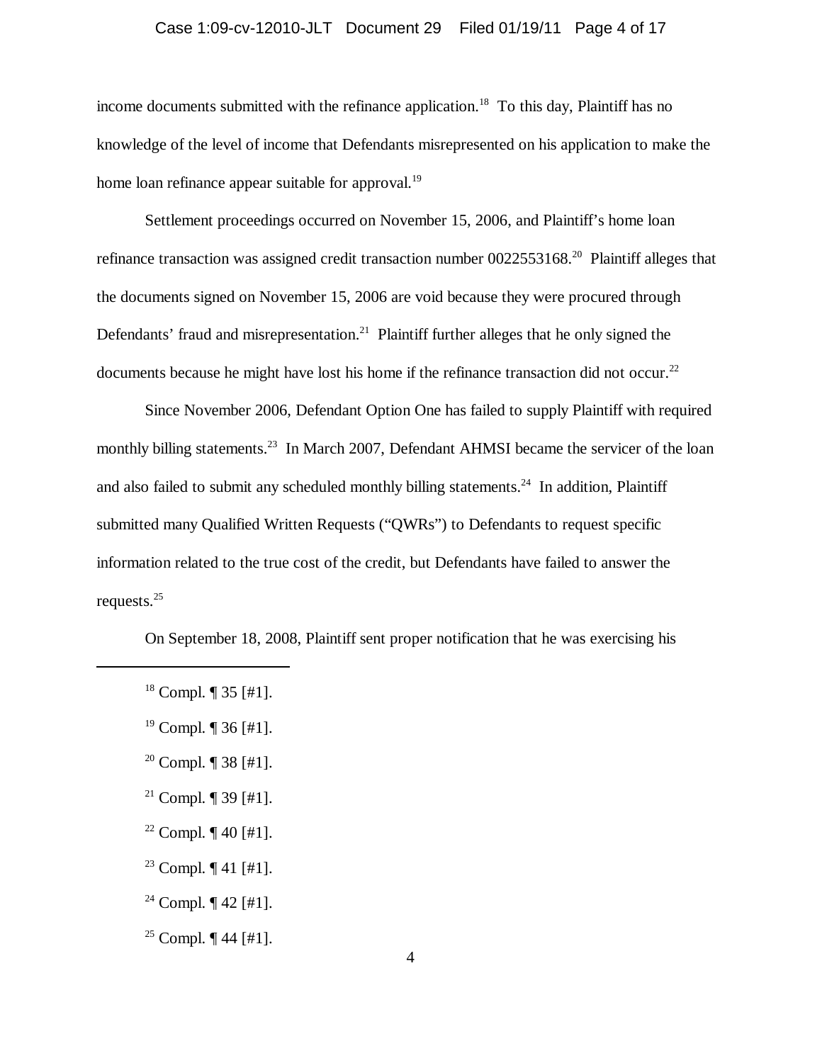income documents submitted with the refinance application.[18] To this day, Plaintiff has no knowledge of the level of income that Defendants misrepresented on his application to make the home loan refinance appear suitable for approval.[19]

Settlement proceedings occurred on November 15, 2006, and Plaintiff's home loan refinance transaction was assigned credit transaction number 0022553168.[20] Plaintiff alleges that the documents signed on November 15, 2006 are void because they were procured through Defendants' fraud and misrepresentation.[21] Plaintiff further alleges that he only signed the documents because he might have lost his home if the refinance transaction did not occur.[22]

Since November 2006, Defendant Option One has failed to supply Plaintiff with required monthly billing statements.[23] In March 2007, Defendant AHMSI became the servicer of the loan and also failed to submit any scheduled monthly billing statements.[24] In addition, Plaintiff submitted many Qualified Written Requests ("QWRs") to Defendants to request specific information related to the true cost of the credit, but Defendants have failed to answer the requests.[25]

On September 18, 2008, Plaintiff sent proper notification that he was exercising his

---

[18] Compl. ¶ 35 [#1].

[19] Compl. ¶ 36 [#1].

[20] Compl. ¶ 38 [#1].

[21] Compl. ¶ 39 [#1].

[22] Compl. ¶ 40 [#1].

[23] Compl. ¶ 41 [#1].

[24] Compl. ¶ 42 [#1].

[25] Compl. ¶ 44 [#1].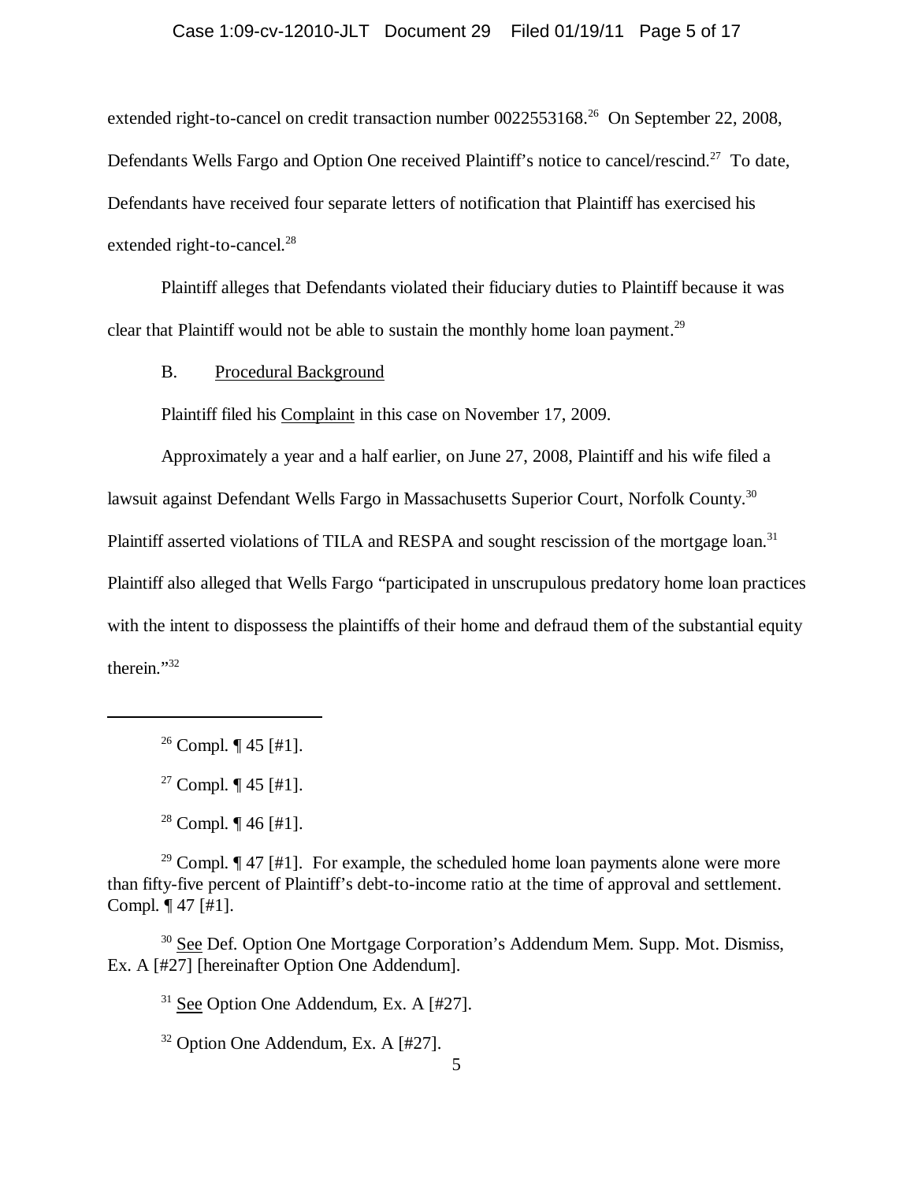extended right-to-cancel on credit transaction number 0022553168.[26] On September 22, 2008, Defendants Wells Fargo and Option One received Plaintiff's notice to cancel/rescind.[27] To date, Defendants have received four separate letters of notification that Plaintiff has exercised his extended right-to-cancel.[28]

Plaintiff alleges that Defendants violated their fiduciary duties to Plaintiff because it was clear that Plaintiff would not be able to sustain the monthly home loan payment.[29]

B. Procedural Background

Plaintiff filed his Complaint in this case on November 17, 2009.

Approximately a year and a half earlier, on June 27, 2008, Plaintiff and his wife filed a lawsuit against Defendant Wells Fargo in Massachusetts Superior Court, Norfolk County.[30] Plaintiff asserted violations of TILA and RESPA and sought rescission of the mortgage loan.[31] Plaintiff also alleged that Wells Fargo "participated in unscrupulous predatory home loan practices with the intent to dispossess the plaintiffs of their home and defraud them of the substantial equity therein."[32]

---

[26] Compl. ¶ 45 [#1].

[27] Compl. ¶ 45 [#1].

[28] Compl. ¶ 46 [#1].

[29] Compl. ¶ 47 [#1]. For example, the scheduled home loan payments alone were more than fifty-five percent of Plaintiff's debt-to-income ratio at the time of approval and settlement. Compl. ¶ 47 [#1].

[30] See Def. Option One Mortgage Corporation's Addendum Mem. Supp. Mot. Dismiss, Ex. A [#27] [hereinafter Option One Addendum].

[31] See Option One Addendum, Ex. A [#27].

[32] Option One Addendum, Ex. A [#27].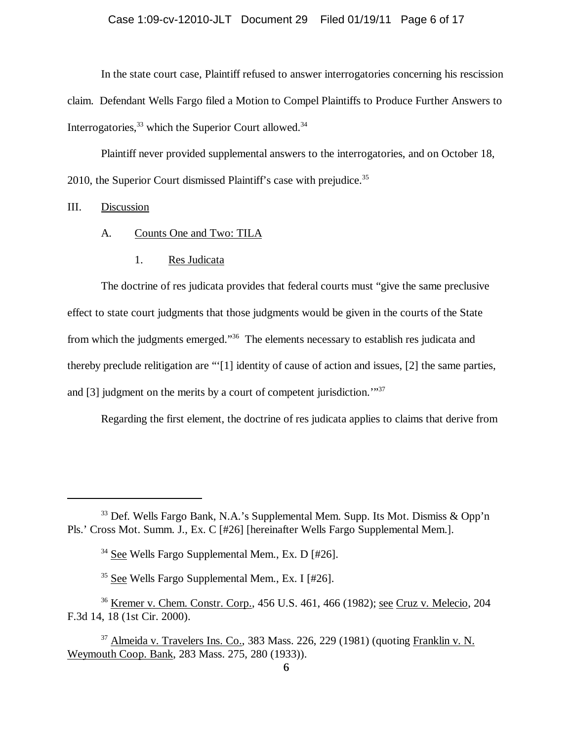In the state court case, Plaintiff refused to answer interrogatories concerning his rescission claim. Defendant Wells Fargo filed a Motion to Compel Plaintiffs to Produce Further Answers to Interrogatories,[33] which the Superior Court allowed.[34]

Plaintiff never provided supplemental answers to the interrogatories, and on October 18, 2010, the Superior Court dismissed Plaintiff's case with prejudice.[35]

III. Discussion

A. Counts One and Two: TILA

1. Res Judicata

The doctrine of res judicata provides that federal courts must "give the same preclusive effect to state court judgments that those judgments would be given in the courts of the State from which the judgments emerged."[36] The elements necessary to establish res judicata and thereby preclude relitigation are "'[1] identity of cause of action and issues, [2] the same parties, and [3] judgment on the merits by a court of competent jurisdiction.'"[37]

Regarding the first element, the doctrine of res judicata applies to claims that derive from

---

[33] Def. Wells Fargo Bank, N.A.'s Supplemental Mem. Supp. Its Mot. Dismiss & Opp'n Pls.' Cross Mot. Summ. J., Ex. C [#26] [hereinafter Wells Fargo Supplemental Mem.].

[34] See Wells Fargo Supplemental Mem., Ex. D [#26].

[35] See Wells Fargo Supplemental Mem., Ex. I [#26].

[36] Kremer v. Chem. Constr. Corp., 456 U.S. 461, 466 (1982); see Cruz v. Melecio, 204 F.3d 14, 18 (1st Cir. 2000).

[37] Almeida v. Travelers Ins. Co., 383 Mass. 226, 229 (1981) (quoting Franklin v. N. Weymouth Coop. Bank, 283 Mass. 275, 280 (1933)).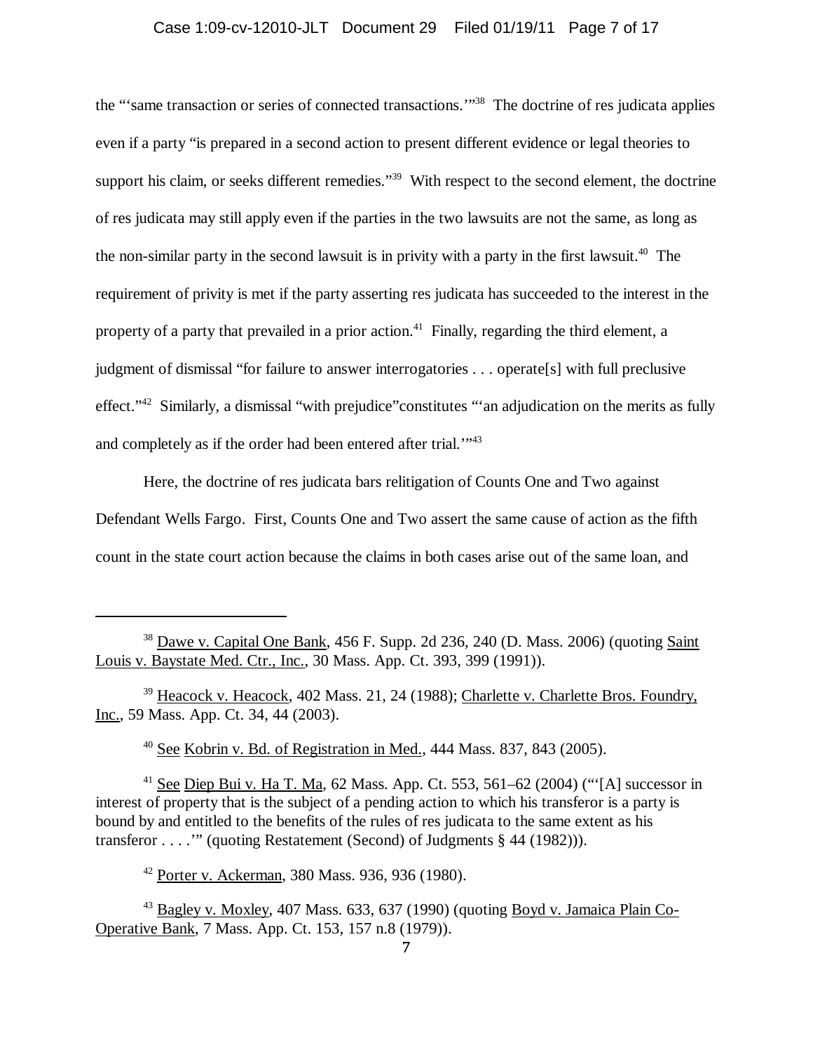the "'same transaction or series of connected transactions.'"[38] The doctrine of res judicata applies even if a party "is prepared in a second action to present different evidence or legal theories to support his claim, or seeks different remedies."[39] With respect to the second element, the doctrine of res judicata may still apply even if the parties in the two lawsuits are not the same, as long as the non-similar party in the second lawsuit is in privity with a party in the first lawsuit.[40] The requirement of privity is met if the party asserting res judicata has succeeded to the interest in the property of a party that prevailed in a prior action.[41] Finally, regarding the third element, a judgment of dismissal "for failure to answer interrogatories . . . operate[s] with full preclusive effect."[42] Similarly, a dismissal "with prejudice"constitutes "'an adjudication on the merits as fully and completely as if the order had been entered after trial.'"[43]

Here, the doctrine of res judicata bars relitigation of Counts One and Two against Defendant Wells Fargo. First, Counts One and Two assert the same cause of action as the fifth count in the state court action because the claims in both cases arise out of the same loan, and

---

[38] Dawe v. Capital One Bank, 456 F. Supp. 2d 236, 240 (D. Mass. 2006) (quoting Saint Louis v. Baystate Med. Ctr., Inc., 30 Mass. App. Ct. 393, 399 (1991)).

[39] Heacock v. Heacock, 402 Mass. 21, 24 (1988); Charlette v. Charlette Bros. Foundry, Inc., 59 Mass. App. Ct. 34, 44 (2003).

[40] See Kobrin v. Bd. of Registration in Med., 444 Mass. 837, 843 (2005).

[41] See Diep Bui v. Ha T. Ma, 62 Mass. App. Ct. 553, 561–62 (2004) ("'[A] successor in interest of property that is the subject of a pending action to which his transferor is a party is bound by and entitled to the benefits of the rules of res judicata to the same extent as his transferor . . . .'" (quoting Restatement (Second) of Judgments § 44 (1982))).

[42] Porter v. Ackerman, 380 Mass. 936, 936 (1980).

[43] Bagley v. Moxley, 407 Mass. 633, 637 (1990) (quoting Boyd v. Jamaica Plain Co-Operative Bank, 7 Mass. App. Ct. 153, 157 n.8 (1979)).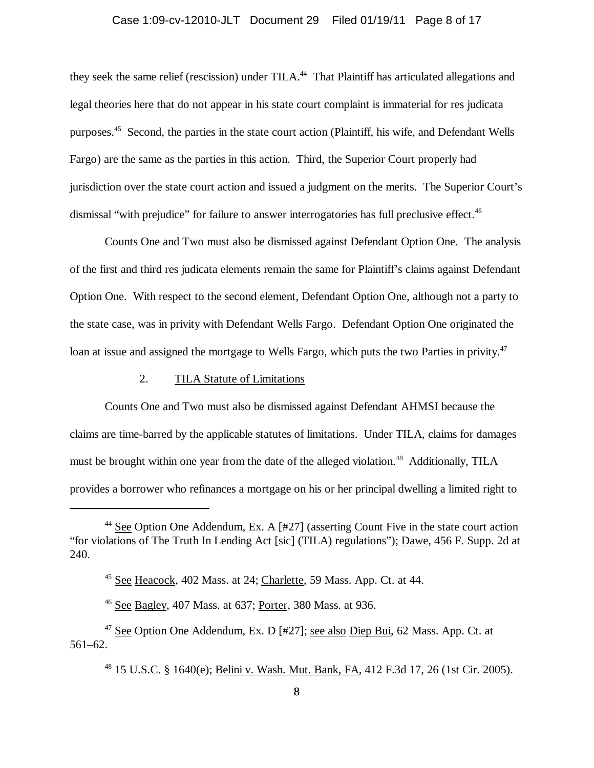they seek the same relief (rescission) under TILA.[44] That Plaintiff has articulated allegations and legal theories here that do not appear in his state court complaint is immaterial for res judicata purposes.[45] Second, the parties in the state court action (Plaintiff, his wife, and Defendant Wells Fargo) are the same as the parties in this action. Third, the Superior Court properly had jurisdiction over the state court action and issued a judgment on the merits. The Superior Court's dismissal "with prejudice" for failure to answer interrogatories has full preclusive effect.[46]

Counts One and Two must also be dismissed against Defendant Option One. The analysis of the first and third res judicata elements remain the same for Plaintiff's claims against Defendant Option One. With respect to the second element, Defendant Option One, although not a party to the state case, was in privity with Defendant Wells Fargo. Defendant Option One originated the loan at issue and assigned the mortgage to Wells Fargo, which puts the two Parties in privity.[47]

### 2. TILA Statute of Limitations

Counts One and Two must also be dismissed against Defendant AHMSI because the claims are time-barred by the applicable statutes of limitations. Under TILA, claims for damages must be brought within one year from the date of the alleged violation.[48] Additionally, TILA provides a borrower who refinances a mortgage on his or her principal dwelling a limited right to

---

[44] See Option One Addendum, Ex. A [#27] (asserting Count Five in the state court action "for violations of The Truth In Lending Act [sic] (TILA) regulations"); Dawe, 456 F. Supp. 2d at 240.

[45] See Heacock, 402 Mass. at 24; Charlette, 59 Mass. App. Ct. at 44.

[46] See Bagley, 407 Mass. at 637; Porter, 380 Mass. at 936.

[47] See Option One Addendum, Ex. D [#27]; see also Diep Bui, 62 Mass. App. Ct. at 561–62.

[48] 15 U.S.C. § 1640(e); Belini v. Wash. Mut. Bank, FA, 412 F.3d 17, 26 (1st Cir. 2005).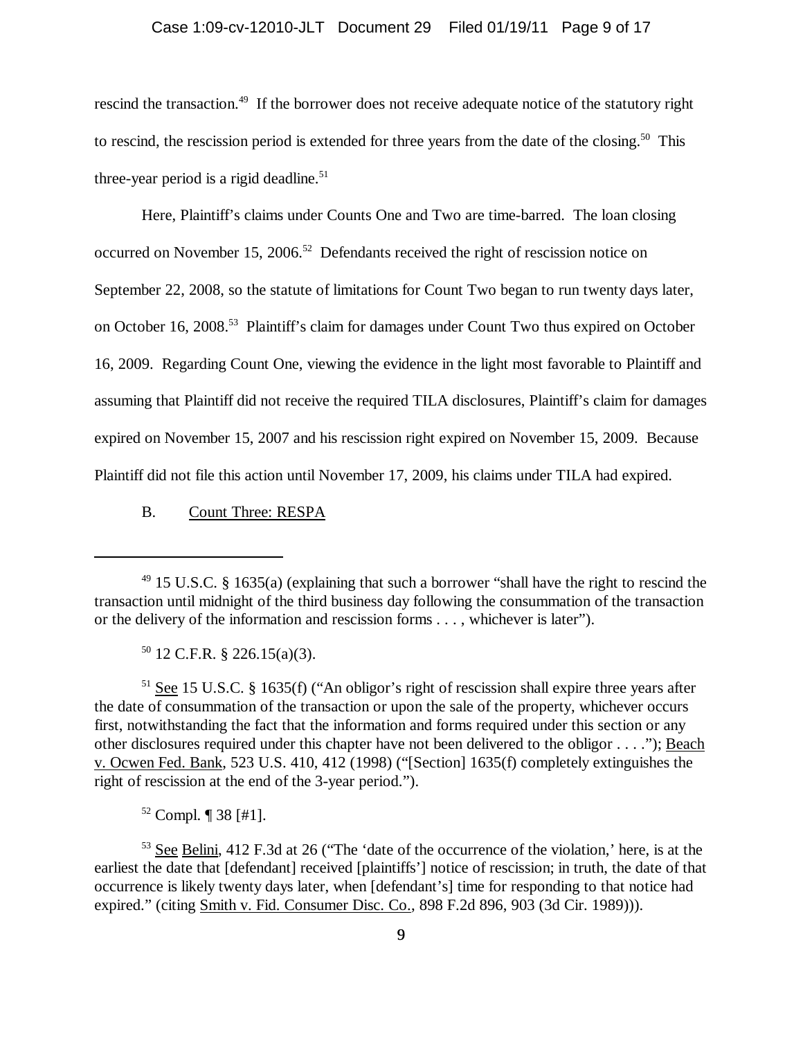rescind the transaction.[49] If the borrower does not receive adequate notice of the statutory right to rescind, the rescission period is extended for three years from the date of the closing.[50] This three-year period is a rigid deadline.[51]

Here, Plaintiff's claims under Counts One and Two are time-barred. The loan closing occurred on November 15, 2006.[52] Defendants received the right of rescission notice on September 22, 2008, so the statute of limitations for Count Two began to run twenty days later, on October 16, 2008.[53] Plaintiff's claim for damages under Count Two thus expired on October 16, 2009. Regarding Count One, viewing the evidence in the light most favorable to Plaintiff and assuming that Plaintiff did not receive the required TILA disclosures, Plaintiff's claim for damages expired on November 15, 2007 and his rescission right expired on November 15, 2009. Because Plaintiff did not file this action until November 17, 2009, his claims under TILA had expired.

B. Count Three: RESPA

---

[49] 15 U.S.C. § 1635(a) (explaining that such a borrower "shall have the right to rescind the transaction until midnight of the third business day following the consummation of the transaction or the delivery of the information and rescission forms . . . , whichever is later").

[50] 12 C.F.R. § 226.15(a)(3).

[51] See 15 U.S.C. § 1635(f) ("An obligor's right of rescission shall expire three years after the date of consummation of the transaction or upon the sale of the property, whichever occurs first, notwithstanding the fact that the information and forms required under this section or any other disclosures required under this chapter have not been delivered to the obligor . . . ."); Beach v. Ocwen Fed. Bank, 523 U.S. 410, 412 (1998) ("[Section] 1635(f) completely extinguishes the right of rescission at the end of the 3-year period.").

[52] Compl. ¶ 38 [#1].

[53] See Belini, 412 F.3d at 26 ("The 'date of the occurrence of the violation,' here, is at the earliest the date that [defendant] received [plaintiffs'] notice of rescission; in truth, the date of that occurrence is likely twenty days later, when [defendant's] time for responding to that notice had expired." (citing Smith v. Fid. Consumer Disc. Co., 898 F.2d 896, 903 (3d Cir. 1989))).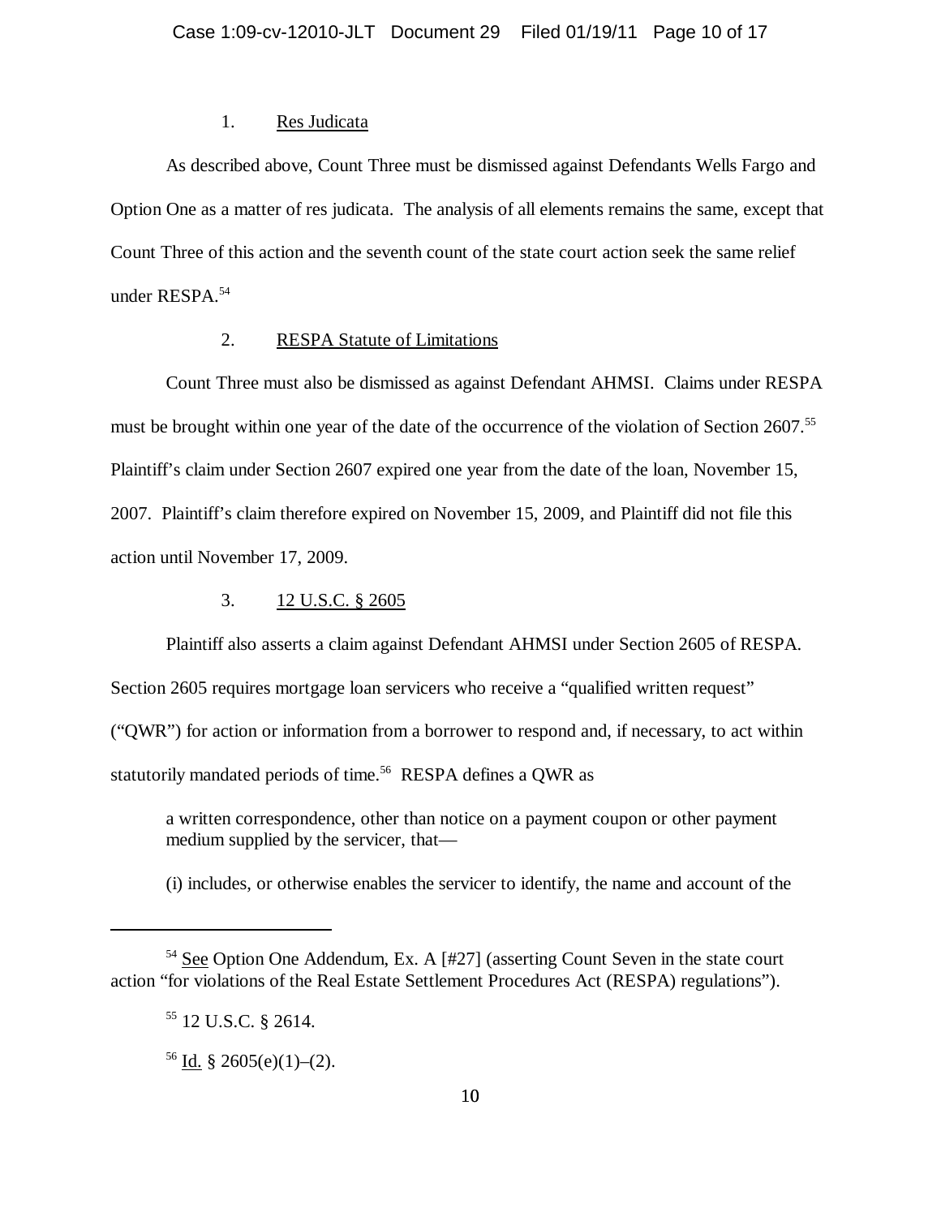1. Res Judicata

As described above, Count Three must be dismissed against Defendants Wells Fargo and Option One as a matter of res judicata. The analysis of all elements remains the same, except that Count Three of this action and the seventh count of the state court action seek the same relief under RESPA.[54]

2. RESPA Statute of Limitations

Count Three must also be dismissed as against Defendant AHMSI. Claims under RESPA must be brought within one year of the date of the occurrence of the violation of Section 2607.[55] Plaintiff's claim under Section 2607 expired one year from the date of the loan, November 15, 2007. Plaintiff's claim therefore expired on November 15, 2009, and Plaintiff did not file this action until November 17, 2009.

3. 12 U.S.C. § 2605

Plaintiff also asserts a claim against Defendant AHMSI under Section 2605 of RESPA. Section 2605 requires mortgage loan servicers who receive a "qualified written request" ("QWR") for action or information from a borrower to respond and, if necessary, to act within statutorily mandated periods of time.[56] RESPA defines a QWR as

> a written correspondence, other than notice on a payment coupon or other payment medium supplied by the servicer, that—
>
> (i) includes, or otherwise enables the servicer to identify, the name and account of the

---

[54] See Option One Addendum, Ex. A [#27] (asserting Count Seven in the state court action "for violations of the Real Estate Settlement Procedures Act (RESPA) regulations").

[55] 12 U.S.C. § 2614.

[56] Id. § 2605(e)(1)–(2).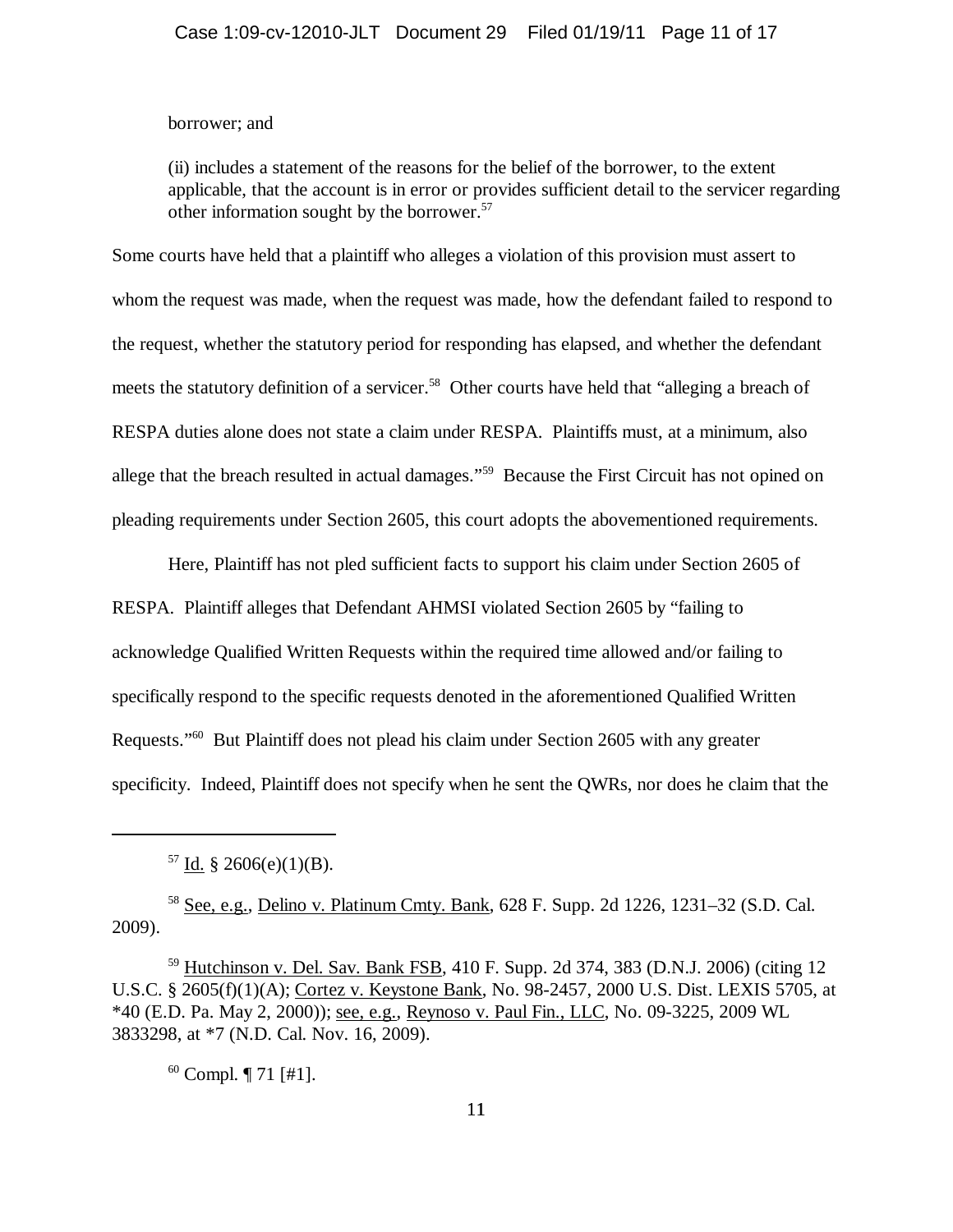borrower; and

(ii) includes a statement of the reasons for the belief of the borrower, to the extent applicable, that the account is in error or provides sufficient detail to the servicer regarding other information sought by the borrower.[57]

Some courts have held that a plaintiff who alleges a violation of this provision must assert to whom the request was made, when the request was made, how the defendant failed to respond to the request, whether the statutory period for responding has elapsed, and whether the defendant meets the statutory definition of a servicer.[58] Other courts have held that "alleging a breach of RESPA duties alone does not state a claim under RESPA. Plaintiffs must, at a minimum, also allege that the breach resulted in actual damages."[59] Because the First Circuit has not opined on pleading requirements under Section 2605, this court adopts the abovementioned requirements.

Here, Plaintiff has not pled sufficient facts to support his claim under Section 2605 of RESPA. Plaintiff alleges that Defendant AHMSI violated Section 2605 by "failing to acknowledge Qualified Written Requests within the required time allowed and/or failing to specifically respond to the specific requests denoted in the aforementioned Qualified Written Requests."[60] But Plaintiff does not plead his claim under Section 2605 with any greater specificity. Indeed, Plaintiff does not specify when he sent the QWRs, nor does he claim that the

---

[57] Id. § 2606(e)(1)(B).

[58] See, e.g., Delino v. Platinum Cmty. Bank, 628 F. Supp. 2d 1226, 1231–32 (S.D. Cal. 2009).

[59] Hutchinson v. Del. Sav. Bank FSB, 410 F. Supp. 2d 374, 383 (D.N.J. 2006) (citing 12 U.S.C. § 2605(f)(1)(A); Cortez v. Keystone Bank, No. 98-2457, 2000 U.S. Dist. LEXIS 5705, at *40 (E.D. Pa. May 2, 2000)); see, e.g., Reynoso v. Paul Fin., LLC, No. 09-3225, 2009 WL 3833298, at *7 (N.D. Cal. Nov. 16, 2009).

[60] Compl. ¶ 71 [#1].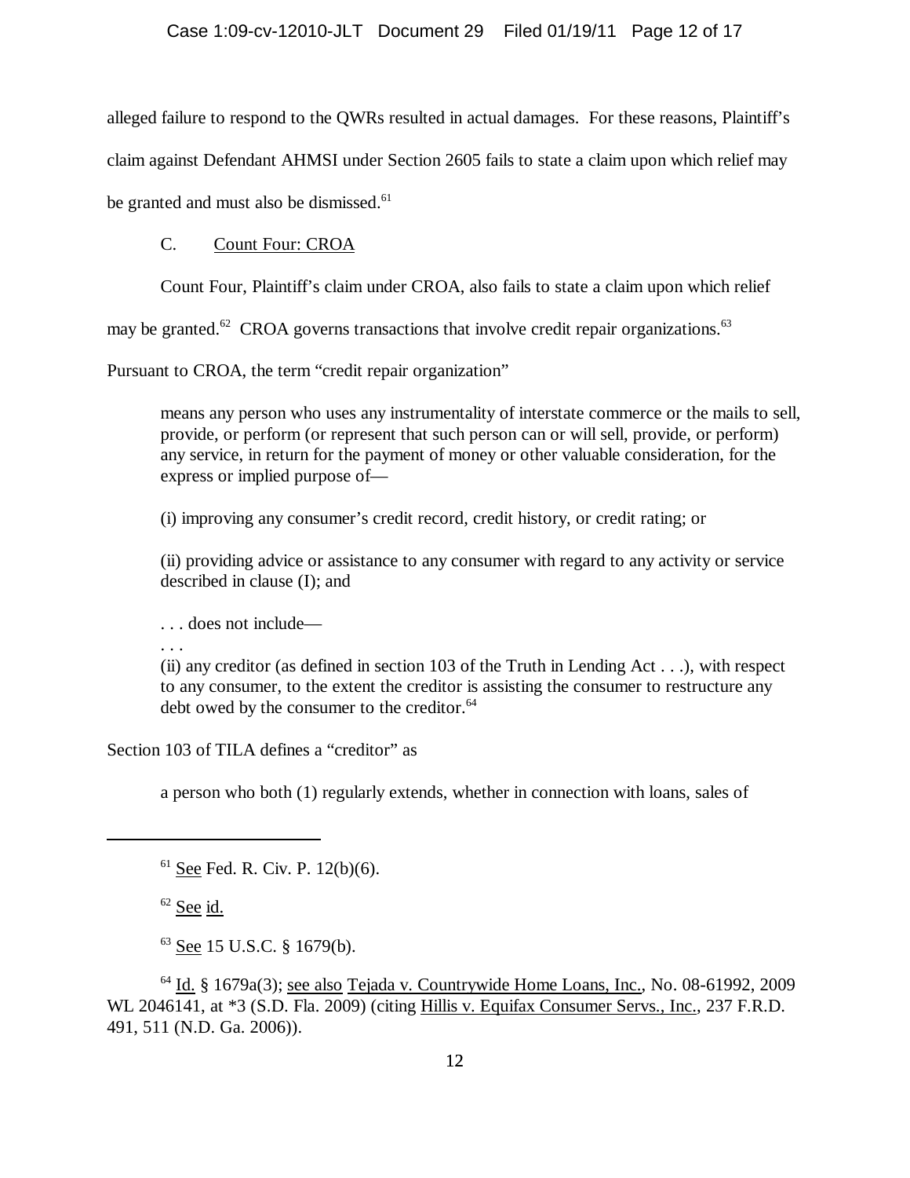alleged failure to respond to the QWRs resulted in actual damages. For these reasons, Plaintiff's claim against Defendant AHMSI under Section 2605 fails to state a claim upon which relief may be granted and must also be dismissed.[61]

C. Count Four: CROA

Count Four, Plaintiff's claim under CROA, also fails to state a claim upon which relief may be granted.[62] CROA governs transactions that involve credit repair organizations.[63] Pursuant to CROA, the term "credit repair organization"

> means any person who uses any instrumentality of interstate commerce or the mails to sell, provide, or perform (or represent that such person can or will sell, provide, or perform) any service, in return for the payment of money or other valuable consideration, for the express or implied purpose of—
>
> (i) improving any consumer's credit record, credit history, or credit rating; or
>
> (ii) providing advice or assistance to any consumer with regard to any activity or service described in clause (I); and
>
> . . . does not include—
>
> . . .
>
> (ii) any creditor (as defined in section 103 of the Truth in Lending Act . . .), with respect to any consumer, to the extent the creditor is assisting the consumer to restructure any debt owed by the consumer to the creditor.[64]

Section 103 of TILA defines a "creditor" as

> a person who both (1) regularly extends, whether in connection with loans, sales of

---

[61] See Fed. R. Civ. P. 12(b)(6).

[62] See id.

[63] See 15 U.S.C. § 1679(b).

[64] Id. § 1679a(3); see also Tejada v. Countrywide Home Loans, Inc., No. 08-61992, 2009 WL 2046141, at *3 (S.D. Fla. 2009) (citing Hillis v. Equifax Consumer Servs., Inc., 237 F.R.D. 491, 511 (N.D. Ga. 2006)).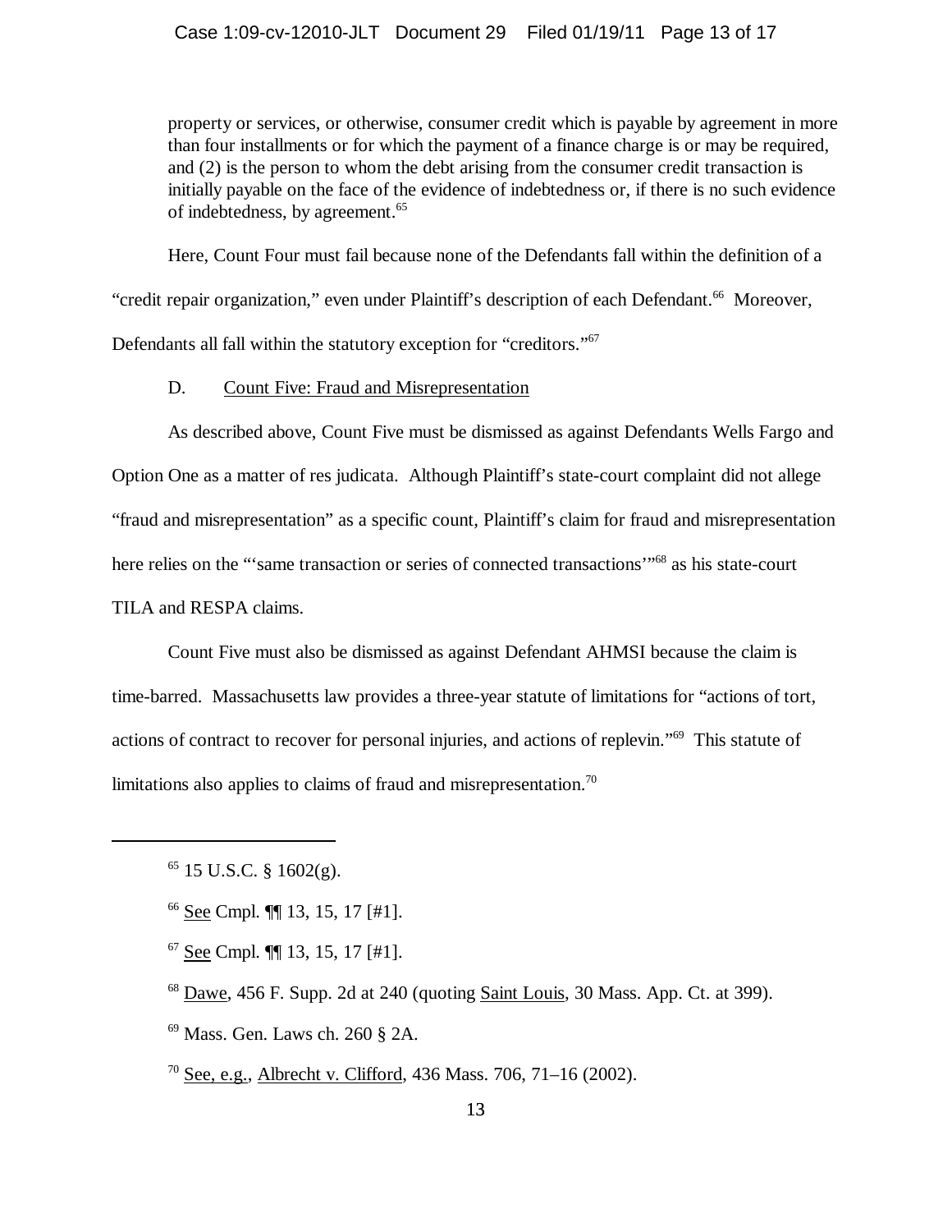property or services, or otherwise, consumer credit which is payable by agreement in more than four installments or for which the payment of a finance charge is or may be required, and (2) is the person to whom the debt arising from the consumer credit transaction is initially payable on the face of the evidence of indebtedness or, if there is no such evidence of indebtedness, by agreement.[65]

Here, Count Four must fail because none of the Defendants fall within the definition of a "credit repair organization," even under Plaintiff's description of each Defendant.[66] Moreover, Defendants all fall within the statutory exception for "creditors."[67]

D. Count Five: Fraud and Misrepresentation

As described above, Count Five must be dismissed as against Defendants Wells Fargo and Option One as a matter of res judicata. Although Plaintiff's state-court complaint did not allege "fraud and misrepresentation" as a specific count, Plaintiff's claim for fraud and misrepresentation here relies on the "'same transaction or series of connected transactions'"[68] as his state-court TILA and RESPA claims.

Count Five must also be dismissed as against Defendant AHMSI because the claim is time-barred. Massachusetts law provides a three-year statute of limitations for "actions of tort, actions of contract to recover for personal injuries, and actions of replevin."[69] This statute of limitations also applies to claims of fraud and misrepresentation.[70]

---

[65] 15 U.S.C. § 1602(g).

[66] See Cmpl. ¶¶ 13, 15, 17 [#1].

[67] See Cmpl. ¶¶ 13, 15, 17 [#1].

[68] Dawe, 456 F. Supp. 2d at 240 (quoting Saint Louis, 30 Mass. App. Ct. at 399).

[69] Mass. Gen. Laws ch. 260 § 2A.

[70] See, e.g., Albrecht v. Clifford, 436 Mass. 706, 71–16 (2002).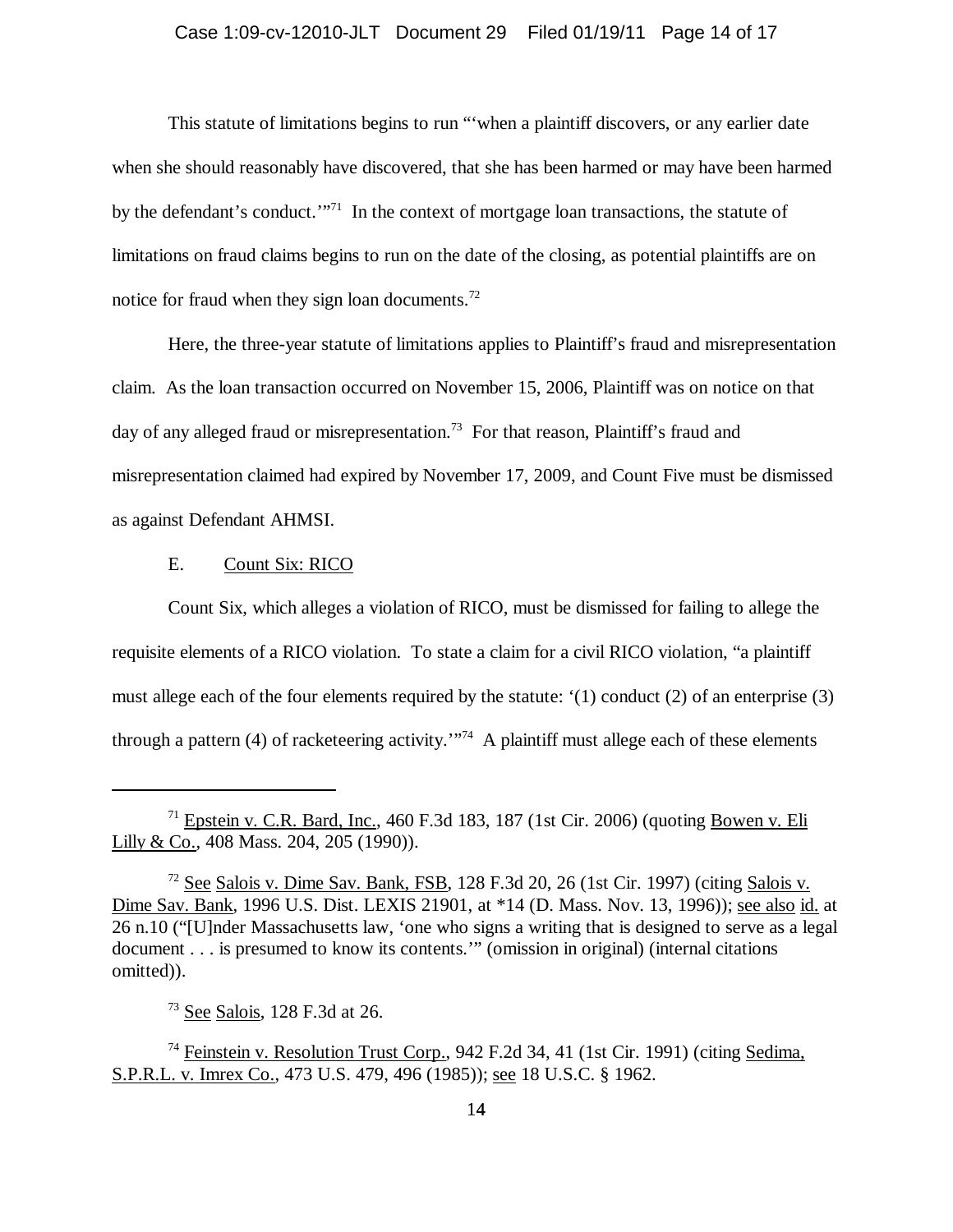This statute of limitations begins to run "'when a plaintiff discovers, or any earlier date when she should reasonably have discovered, that she has been harmed or may have been harmed by the defendant's conduct.'"[71] In the context of mortgage loan transactions, the statute of limitations on fraud claims begins to run on the date of the closing, as potential plaintiffs are on notice for fraud when they sign loan documents.[72]

Here, the three-year statute of limitations applies to Plaintiff's fraud and misrepresentation claim. As the loan transaction occurred on November 15, 2006, Plaintiff was on notice on that day of any alleged fraud or misrepresentation.[73] For that reason, Plaintiff's fraud and misrepresentation claimed had expired by November 17, 2009, and Count Five must be dismissed as against Defendant AHMSI.

E. Count Six: RICO

Count Six, which alleges a violation of RICO, must be dismissed for failing to allege the requisite elements of a RICO violation. To state a claim for a civil RICO violation, "a plaintiff must allege each of the four elements required by the statute: '(1) conduct (2) of an enterprise (3) through a pattern (4) of racketeering activity.'"[74] A plaintiff must allege each of these elements

---

[71] Epstein v. C.R. Bard, Inc., 460 F.3d 183, 187 (1st Cir. 2006) (quoting Bowen v. Eli Lilly & Co., 408 Mass. 204, 205 (1990)).

[72] See Salois v. Dime Sav. Bank, FSB, 128 F.3d 20, 26 (1st Cir. 1997) (citing Salois v. Dime Sav. Bank, 1996 U.S. Dist. LEXIS 21901, at *14 (D. Mass. Nov. 13, 1996)); see also id. at 26 n.10 ("[U]nder Massachusetts law, 'one who signs a writing that is designed to serve as a legal document . . . is presumed to know its contents.'" (omission in original) (internal citations omitted)).

[73] See Salois, 128 F.3d at 26.

[74] Feinstein v. Resolution Trust Corp., 942 F.2d 34, 41 (1st Cir. 1991) (citing Sedima, S.P.R.L. v. Imrex Co., 473 U.S. 479, 496 (1985)); see 18 U.S.C. § 1962.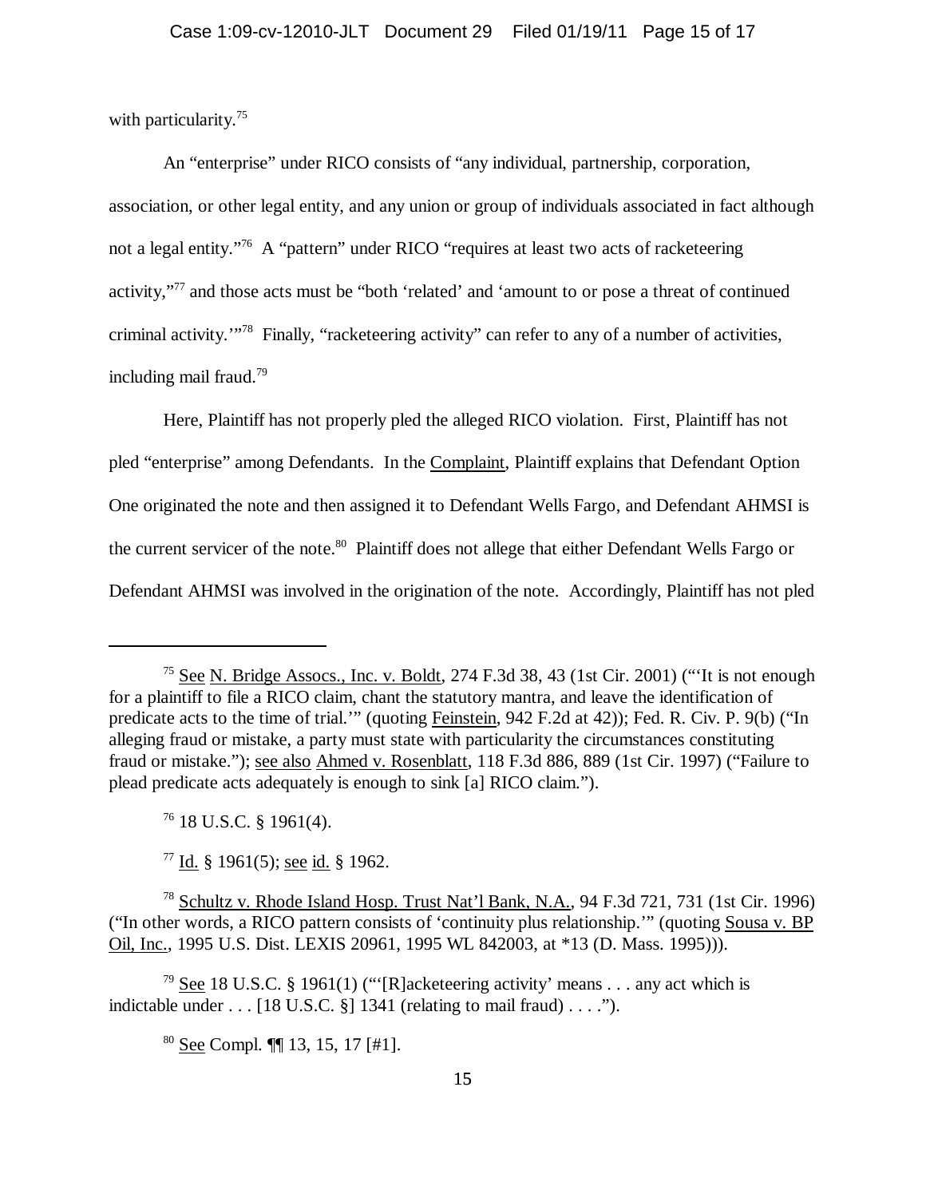with particularity.[75]

An "enterprise" under RICO consists of "any individual, partnership, corporation, association, or other legal entity, and any union or group of individuals associated in fact although not a legal entity."[76] A "pattern" under RICO "requires at least two acts of racketeering activity,"[77] and those acts must be "both 'related' and 'amount to or pose a threat of continued criminal activity.'"[78] Finally, "racketeering activity" can refer to any of a number of activities, including mail fraud.[79]

Here, Plaintiff has not properly pled the alleged RICO violation. First, Plaintiff has not pled "enterprise" among Defendants. In the Complaint, Plaintiff explains that Defendant Option One originated the note and then assigned it to Defendant Wells Fargo, and Defendant AHMSI is the current servicer of the note.[80] Plaintiff does not allege that either Defendant Wells Fargo or Defendant AHMSI was involved in the origination of the note. Accordingly, Plaintiff has not pled

---

[75] See N. Bridge Assocs., Inc. v. Boldt, 274 F.3d 38, 43 (1st Cir. 2001) ("'It is not enough for a plaintiff to file a RICO claim, chant the statutory mantra, and leave the identification of predicate acts to the time of trial.'" (quoting Feinstein, 942 F.2d at 42)); Fed. R. Civ. P. 9(b) ("In alleging fraud or mistake, a party must state with particularity the circumstances constituting fraud or mistake."); see also Ahmed v. Rosenblatt, 118 F.3d 886, 889 (1st Cir. 1997) ("Failure to plead predicate acts adequately is enough to sink [a] RICO claim.").

[76] 18 U.S.C. § 1961(4).

[77] Id. § 1961(5); see id. § 1962.

[78] Schultz v. Rhode Island Hosp. Trust Nat'l Bank, N.A., 94 F.3d 721, 731 (1st Cir. 1996) ("In other words, a RICO pattern consists of 'continuity plus relationship.'" (quoting Sousa v. BP Oil, Inc., 1995 U.S. Dist. LEXIS 20961, 1995 WL 842003, at *13 (D. Mass. 1995))).

[79] See 18 U.S.C. § 1961(1) ("'[R]acketeering activity' means . . . any act which is indictable under . . . [18 U.S.C. §] 1341 (relating to mail fraud) . . . .").

[80] See Compl. ¶¶ 13, 15, 17 [#1].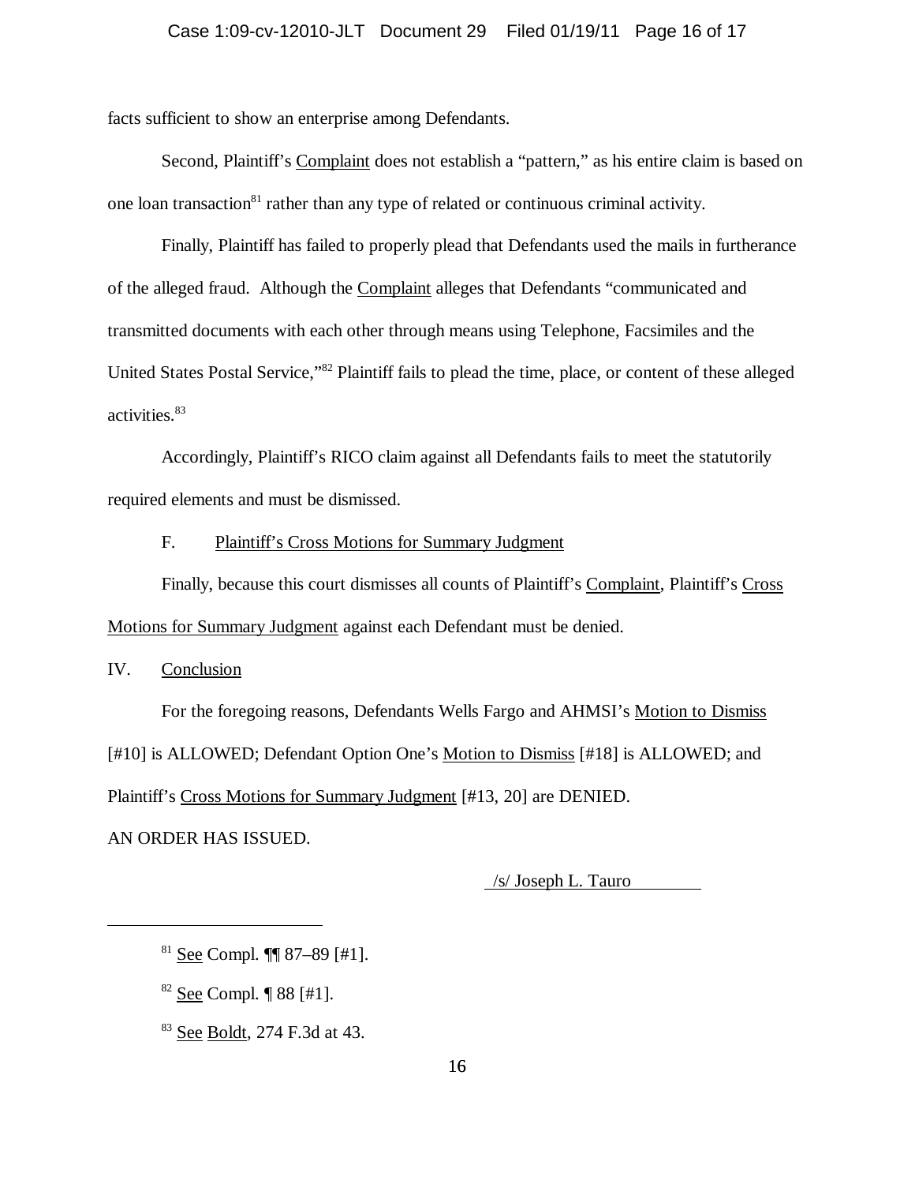facts sufficient to show an enterprise among Defendants.

Second, Plaintiff's Complaint does not establish a "pattern," as his entire claim is based on one loan transaction[81] rather than any type of related or continuous criminal activity.

Finally, Plaintiff has failed to properly plead that Defendants used the mails in furtherance of the alleged fraud. Although the Complaint alleges that Defendants "communicated and transmitted documents with each other through means using Telephone, Facsimiles and the United States Postal Service,"[82] Plaintiff fails to plead the time, place, or content of these alleged activities.[83]

Accordingly, Plaintiff's RICO claim against all Defendants fails to meet the statutorily required elements and must be dismissed.

F. Plaintiff's Cross Motions for Summary Judgment

Finally, because this court dismisses all counts of Plaintiff's Complaint, Plaintiff's Cross Motions for Summary Judgment against each Defendant must be denied.

## IV. Conclusion

For the foregoing reasons, Defendants Wells Fargo and AHMSI's Motion to Dismiss [#10] is ALLOWED; Defendant Option One's Motion to Dismiss [#18] is ALLOWED; and Plaintiff's Cross Motions for Summary Judgment [#13, 20] are DENIED.

AN ORDER HAS ISSUED.

/s/ Joseph L. Tauro

---

[81] See Compl. ¶¶ 87–89 [#1].

[82] See Compl. ¶ 88 [#1].

[83] See Boldt, 274 F.3d at 43.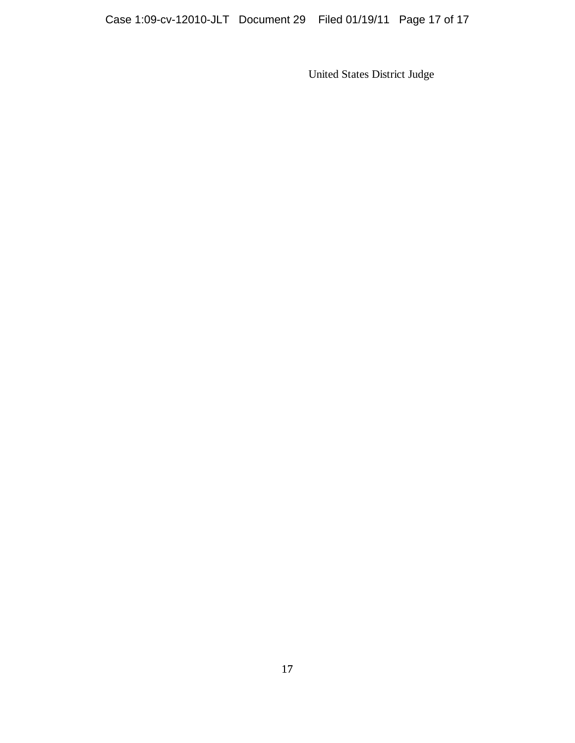United States District Judge